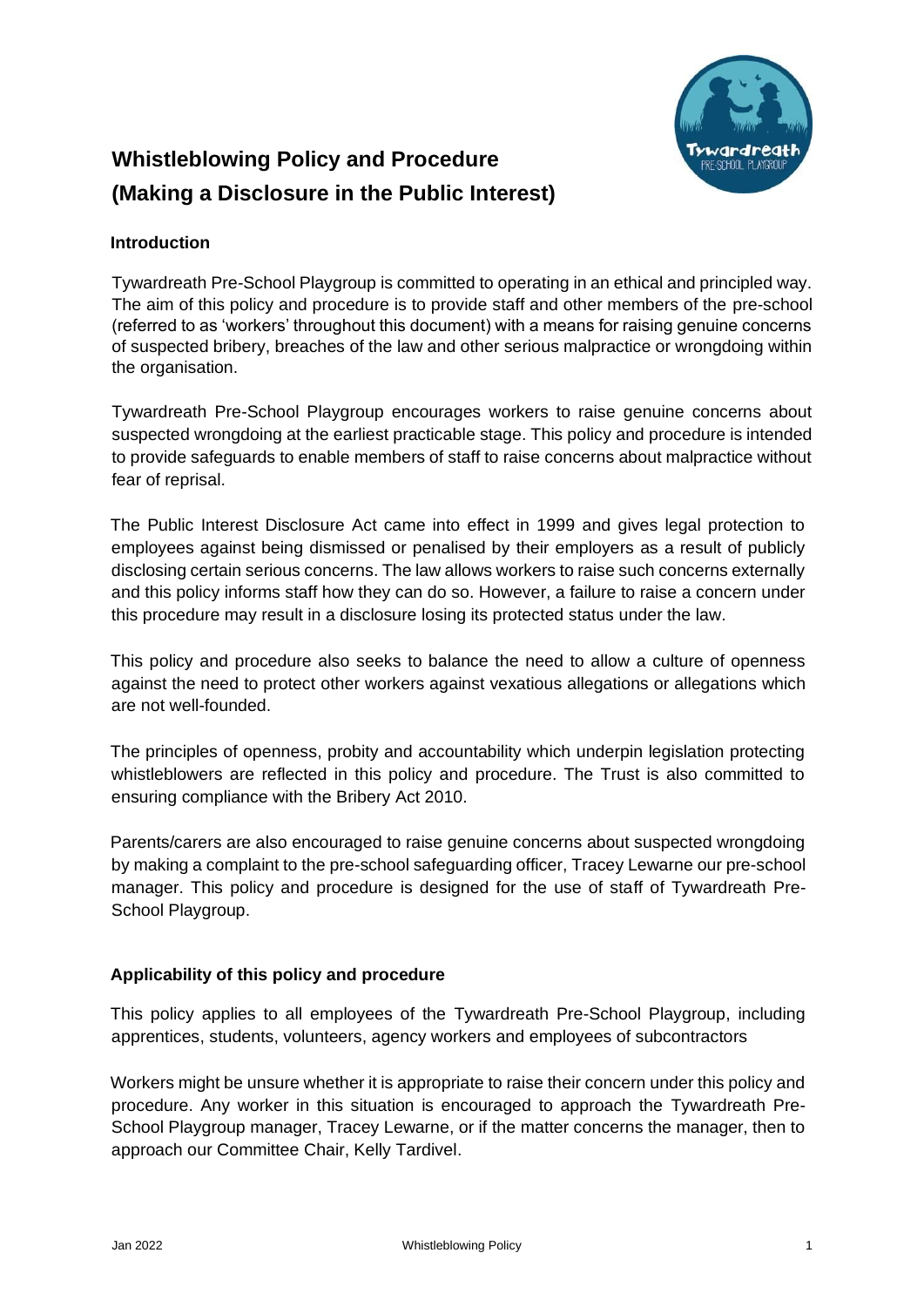# Whistleblowing Policy and Procedure (Making a Disclosure in the Public Interest)

## Introduction

Tywardreath Pre-School Playgroup is committed to operating in an ethical and principled way. The aim of this policy and procedure is to provide staff and other members of the pre-school (referred to as 'workers' throughout this document) with a means for raising genuine concerns of suspected bribery, breaches of the law and other serious malpractice or wrongdoing within the organisation.

Tywardreath Pre-School Playgroup encourages workers to raise genuine concerns about suspected wrongdoing at the earliest practicable stage. This policy and procedure is intended to provide safeguards to enable members of staff to raise concerns about malpractice without fear of reprisal.

The Public Interest Disclosure Act came into effect in 1999 and gives legal protection to employees against being dismissed or penalised by their employers as a result of publicly disclosing certain serious concerns. The law allows workers to raise such concerns externally and this policy informs staff how they can do so. However, a failure to raise a concern under this procedure may result in a disclosure losing its protected status under the law.

This policy and procedure also seeks to balance the need to allow a culture of openness against the need to protect other workers against vexatious allegations or allegations which are not well-founded.

The principles of openness, probity and accountability which underpin legislation protecting whistleblowers are reflected in this policy and procedure. The Trust is also committed to ensuring compliance with the Bribery Act 2010.

Parents/carers are also encouraged to raise genuine concerns about suspected wrongdoing by making a complaint to the pre-school safeguarding officer, Tracey Lewarne our pre-school manager. This policy and procedure is designed for the use of staff of Tywardreath Pre-School Playgroup.

## Applicability of this policy and procedure

This policy applies to all employees of the Tywardreath Pre-School Playgroup, including apprentices, students, volunteers, agency workers and employees of subcontractors

Workers might be unsure whether it is appropriate to raise their concern under this policy and procedure. Any worker in this situation is encouraged to approach the Tywardreath Pre-School Playgroup manager, Tracey Lewarne, or if the matter concerns the manager, then to approach our Committee Chair, Kelly Tardivel.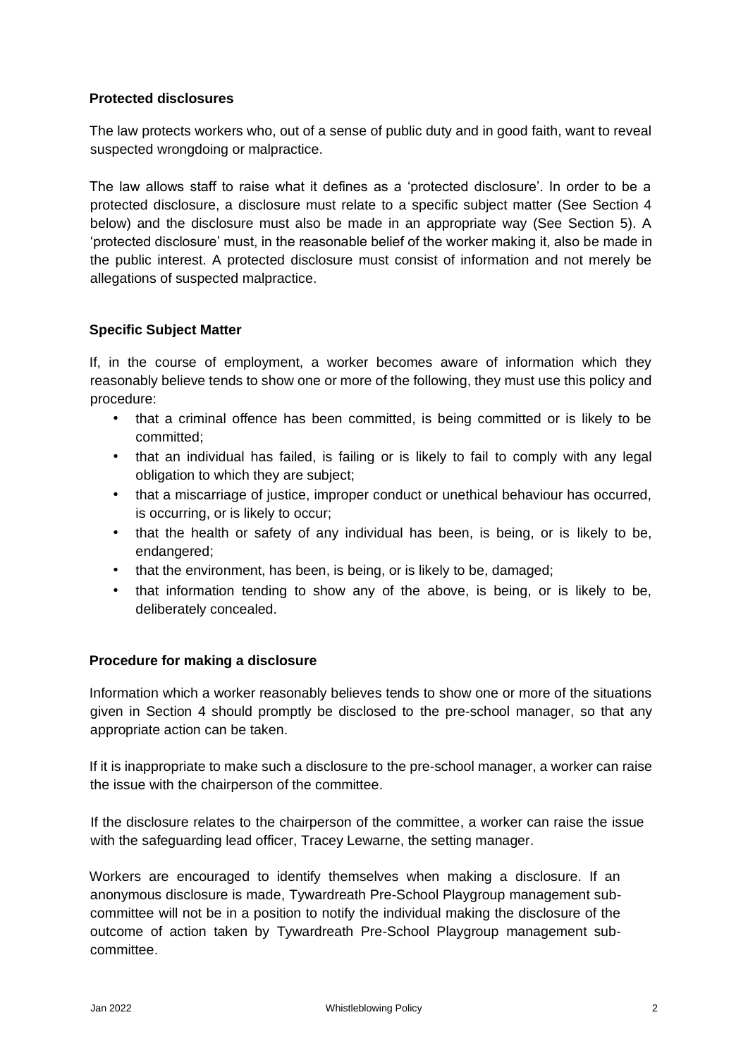### Protected disclosures

The law protects workers who, out of a sense of public duty and in good faith, want to reveal suspected wrongdoing or malpractice.

The law allows staff to raise what it defines as a 'protected disclosure'. In order to be a protected disclosure, a disclosure must relate to a specific subject matter (See Section 4 below) and the disclosure must also be made in an appropriate way (See Section 5). A 'protected disclosure' must, in the reasonable belief of the worker making it, also be made in the public interest. A protected disclosure must consist of information and not merely be allegations of suspected malpractice.

### Specific Subject Matter

If, in the course of employment, a worker becomes aware of information which they reasonably believe tends to show one or more of the following, they must use this policy and procedure:

- that a criminal offence has been committed, is being committed or is likely to be committed;
- that an individual has failed, is failing or is likely to fail to comply with any legal obligation to which they are subject;
- that a miscarriage of justice, improper conduct or unethical behaviour has occurred, is occurring, or is likely to occur;
- that the health or safety of any individual has been, is being, or is likely to be, endangered;
- that the environment, has been, is being, or is likely to be, damaged;
- that information tending to show any of the above, is being, or is likely to be, deliberately concealed.

### Procedure for making a disclosure

Information which a worker reasonably believes tends to show one or more of the situations given in Section 4 should promptly be disclosed to the pre-school manager, so that any appropriate action can be taken.

If it is inappropriate to make such a disclosure to the pre-school manager, a worker can raise the issue with the chairperson of the committee.

If the disclosure relates to the chairperson of the committee, a worker can raise the issue with the safeguarding lead officer, Tracey Lewarne, the setting manager.

Workers are encouraged to identify themselves when making a disclosure. If an anonymous disclosure is made, Tywardreath Pre-School Playgroup management sub-committee will not be in a position to notify the individual making the disclosure of the outcome of action taken by Tywardreath Pre-School Playgroup management sub-committee.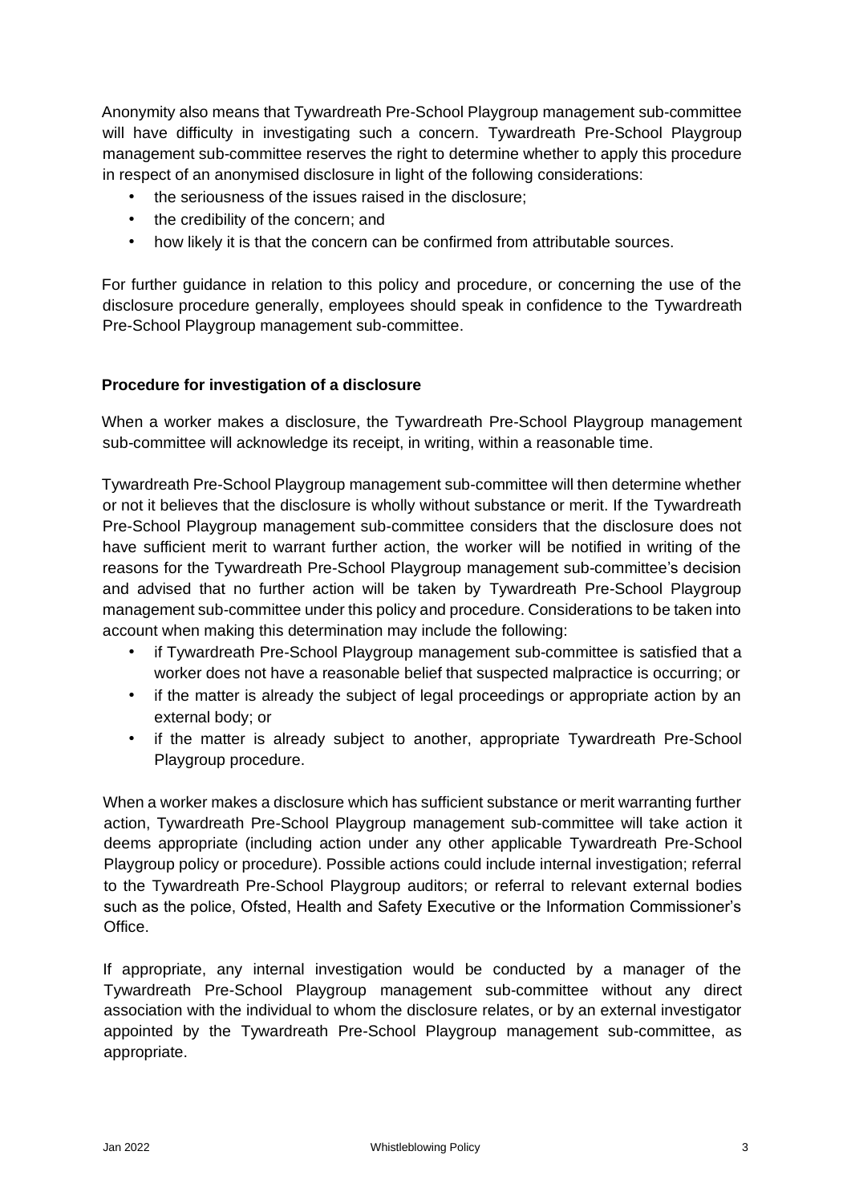Anonymity also means that Tywardreath Pre-School Playgroup management sub-committee will have difficulty in investigating such a concern. Tywardreath Pre-School Playgroup management sub-committee reserves the right to determine whether to apply this procedure in respect of an anonymised disclosure in light of the following considerations:

- the seriousness of the issues raised in the disclosure;
- the credibility of the concern; and
- how likely it is that the concern can be confirmed from attributable sources.

For further guidance in relation to this policy and procedure, or concerning the use of the disclosure procedure generally, employees should speak in confidence to the Tywardreath Pre-School Playgroup management sub-committee.

**Procedure for investigation of a disclosure**

When a worker makes a disclosure, the Tywardreath Pre-School Playgroup management sub-committee will acknowledge its receipt, in writing, within a reasonable time.

Tywardreath Pre-School Playgroup management sub-committee will then determine whether or not it believes that the disclosure is wholly without substance or merit. If the Tywardreath Pre-School Playgroup management sub-committee considers that the disclosure does not have sufficient merit to warrant further action, the worker will be notified in writing of the reasons for the Tywardreath Pre-School Playgroup management sub-committee's decision and advised that no further action will be taken by Tywardreath Pre-School Playgroup management sub-committee under this policy and procedure. Considerations to be taken into account when making this determination may include the following:

- if Tywardreath Pre-School Playgroup management sub-committee is satisfied that a worker does not have a reasonable belief that suspected malpractice is occurring; or
- if the matter is already the subject of legal proceedings or appropriate action by an external body; or
- if the matter is already subject to another, appropriate Tywardreath Pre-School Playgroup procedure.

When a worker makes a disclosure which has sufficient substance or merit warranting further action, Tywardreath Pre-School Playgroup management sub-committee will take action it deems appropriate (including action under any other applicable Tywardreath Pre-School Playgroup policy or procedure). Possible actions could include internal investigation; referral to the Tywardreath Pre-School Playgroup auditors; or referral to relevant external bodies such as the police, Ofsted, Health and Safety Executive or the Information Commissioner's Office.

If appropriate, any internal investigation would be conducted by a manager of the Tywardreath Pre-School Playgroup management sub-committee without any direct association with the individual to whom the disclosure relates, or by an external investigator appointed by the Tywardreath Pre-School Playgroup management sub-committee, as appropriate.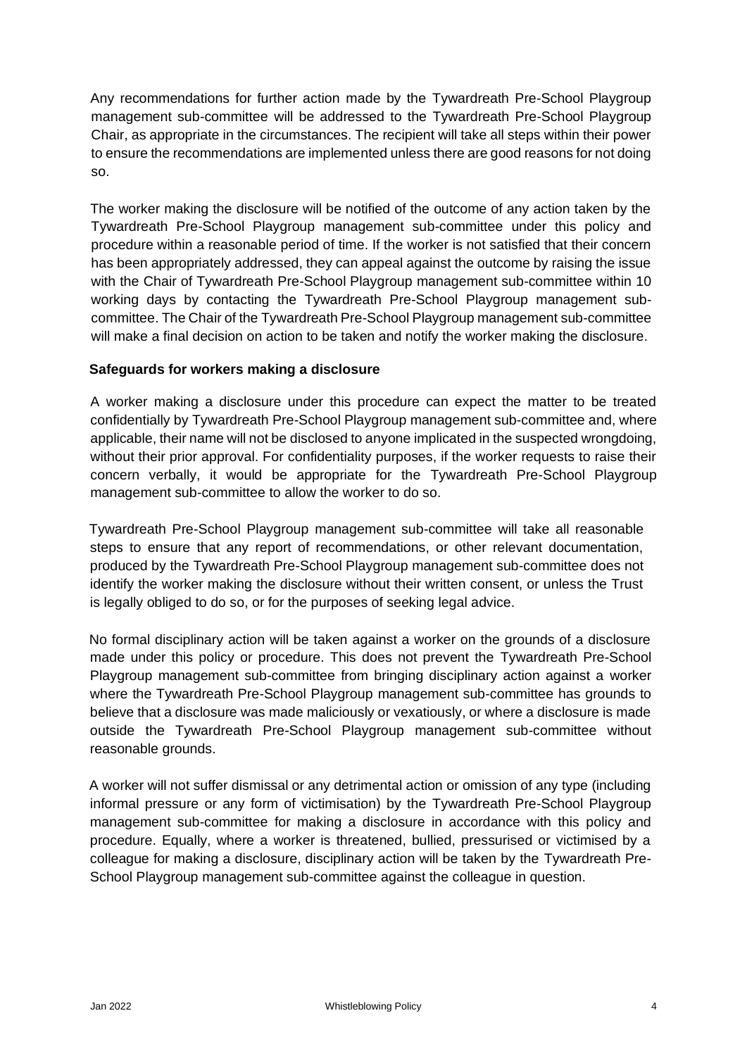Any recommendations for further action made by the Tywardreath Pre-School Playgroup management sub-committee will be addressed to the Tywardreath Pre-School Playgroup Chair, as appropriate in the circumstances. The recipient will take all steps within their power to ensure the recommendations are implemented unless there are good reasons for not doing so.

The worker making the disclosure will be notified of the outcome of any action taken by the Tywardreath Pre-School Playgroup management sub-committee under this policy and procedure within a reasonable period of time. If the worker is not satisfied that their concern has been appropriately addressed, they can appeal against the outcome by raising the issue with the Chair of Tywardreath Pre-School Playgroup management sub-committee within 10 working days by contacting the Tywardreath Pre-School Playgroup management sub-committee. The Chair of the Tywardreath Pre-School Playgroup management sub-committee will make a final decision on action to be taken and notify the worker making the disclosure.

**Safeguards for workers making a disclosure**

A worker making a disclosure under this procedure can expect the matter to be treated confidentially by Tywardreath Pre-School Playgroup management sub-committee and, where applicable, their name will not be disclosed to anyone implicated in the suspected wrongdoing, without their prior approval. For confidentiality purposes, if the worker requests to raise their concern verbally, it would be appropriate for the Tywardreath Pre-School Playgroup management sub-committee to allow the worker to do so.

Tywardreath Pre-School Playgroup management sub-committee will take all reasonable steps to ensure that any report of recommendations, or other relevant documentation, produced by the Tywardreath Pre-School Playgroup management sub-committee does not identify the worker making the disclosure without their written consent, or unless the Trust is legally obliged to do so, or for the purposes of seeking legal advice.

No formal disciplinary action will be taken against a worker on the grounds of a disclosure made under this policy or procedure. This does not prevent the Tywardreath Pre-School Playgroup management sub-committee from bringing disciplinary action against a worker where the Tywardreath Pre-School Playgroup management sub-committee has grounds to believe that a disclosure was made maliciously or vexatiously, or where a disclosure is made outside the Tywardreath Pre-School Playgroup management sub-committee without reasonable grounds.

A worker will not suffer dismissal or any detrimental action or omission of any type (including informal pressure or any form of victimisation) by the Tywardreath Pre-School Playgroup management sub-committee for making a disclosure in accordance with this policy and procedure. Equally, where a worker is threatened, bullied, pressurised or victimised by a colleague for making a disclosure, disciplinary action will be taken by the Tywardreath Pre-School Playgroup management sub-committee against the colleague in question.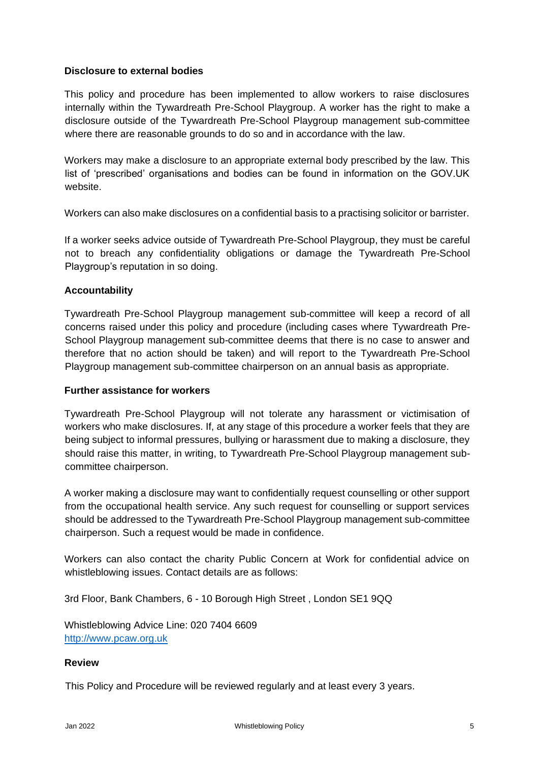**Disclosure to external bodies**

This policy and procedure has been implemented to allow workers to raise disclosures internally within the Tywardreath Pre-School Playgroup. A worker has the right to make a disclosure outside of the Tywardreath Pre-School Playgroup management sub-committee where there are reasonable grounds to do so and in accordance with the law.

Workers may make a disclosure to an appropriate external body prescribed by the law. This list of 'prescribed' organisations and bodies can be found in information on the GOV.UK website.

Workers can also make disclosures on a confidential basis to a practising solicitor or barrister.

If a worker seeks advice outside of Tywardreath Pre-School Playgroup, they must be careful not to breach any confidentiality obligations or damage the Tywardreath Pre-School Playgroup's reputation in so doing.

**Accountability**

Tywardreath Pre-School Playgroup management sub-committee will keep a record of all concerns raised under this policy and procedure (including cases where Tywardreath Pre-School Playgroup management sub-committee deems that there is no case to answer and therefore that no action should be taken) and will report to the Tywardreath Pre-School Playgroup management sub-committee chairperson on an annual basis as appropriate.

**Further assistance for workers**

Tywardreath Pre-School Playgroup will not tolerate any harassment or victimisation of workers who make disclosures. If, at any stage of this procedure a worker feels that they are being subject to informal pressures, bullying or harassment due to making a disclosure, they should raise this matter, in writing, to Tywardreath Pre-School Playgroup management sub-committee chairperson.

A worker making a disclosure may want to confidentially request counselling or other support from the occupational health service. Any such request for counselling or support services should be addressed to the Tywardreath Pre-School Playgroup management sub-committee chairperson. Such a request would be made in confidence.

Workers can also contact the charity Public Concern at Work for confidential advice on whistleblowing issues. Contact details are as follows:

3rd Floor, Bank Chambers, 6 - 10 Borough High Street , London SE1 9QQ

Whistleblowing Advice Line: 020 7404 6609
http://www.pcaw.org.uk

**Review**

This Policy and Procedure will be reviewed regularly and at least every 3 years.